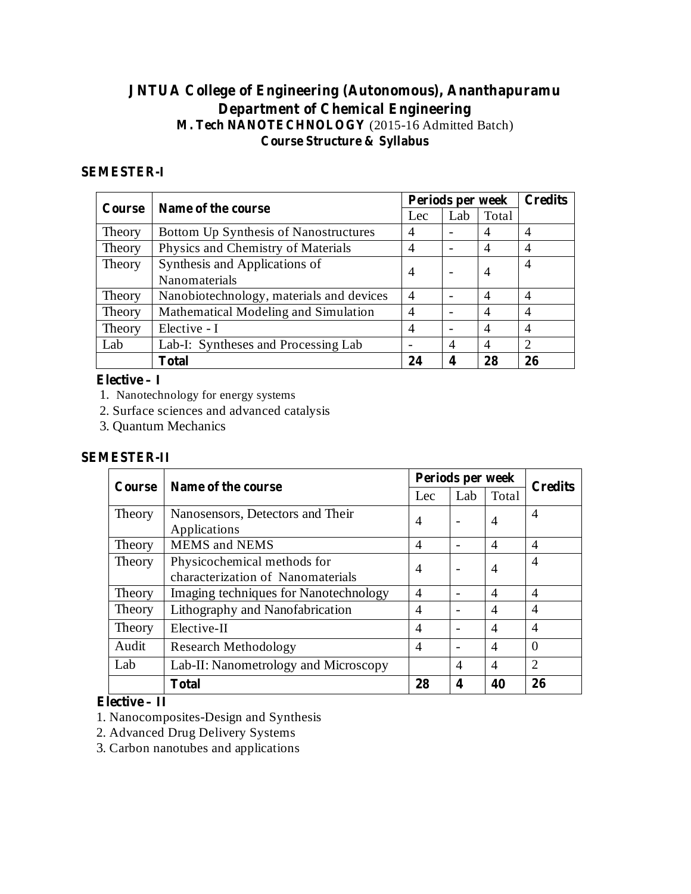# JNTUA College of Engineering (Autonomous), Ananthapuramu
## Department of Chemical Engineering
### M. Tech NANOTECHNOLOGY (2015-16 Admitted Batch)
### Course Structure & Syllabus

**SEMESTER-I**

| Course | Name of the course | Periods per week | | | Credits |
|---|---|---|---|---|---|
| | | Lec | Lab | Total | |
| Theory | Bottom Up Synthesis of Nanostructures | 4 | - | 4 | 4 |
| Theory | Physics and Chemistry of Materials | 4 | - | 4 | 4 |
| Theory | Synthesis and Applications of Nanomaterials | 4 | - | 4 | 4 |
| Theory | Nanobiotechnology, materials and devices | 4 | - | 4 | 4 |
| Theory | Mathematical Modeling and Simulation | 4 | - | 4 | 4 |
| Theory | Elective - I | 4 | - | 4 | 4 |
| Lab | Lab-I: Syntheses and Processing Lab | - | 4 | 4 | 2 |
| | **Total** | **24** | **4** | **28** | **26** |

**Elective – I**

1. Nanotechnology for energy systems
2. Surface sciences and advanced catalysis
3. Quantum Mechanics

**SEMESTER-II**

| Course | Name of the course | Periods per week | | | Credits |
|---|---|---|---|---|---|
| | | Lec | Lab | Total | |
| Theory | Nanosensors, Detectors and Their Applications | 4 | - | 4 | 4 |
| Theory | MEMS and NEMS | 4 | - | 4 | 4 |
| Theory | Physicochemical methods for characterization of Nanomaterials | 4 | - | 4 | 4 |
| Theory | Imaging techniques for Nanotechnology | 4 | - | 4 | 4 |
| Theory | Lithography and Nanofabrication | 4 | - | 4 | 4 |
| Theory | Elective-II | 4 | - | 4 | 4 |
| Audit | Research Methodology | 4 | - | 4 | 0 |
| Lab | Lab-II: Nanometrology and Microscopy | | 4 | 4 | 2 |
| | **Total** | **28** | **4** | **40** | **26** |

**Elective – II**

1. Nanocomposites-Design and Synthesis
2. Advanced Drug Delivery Systems
3. Carbon nanotubes and applications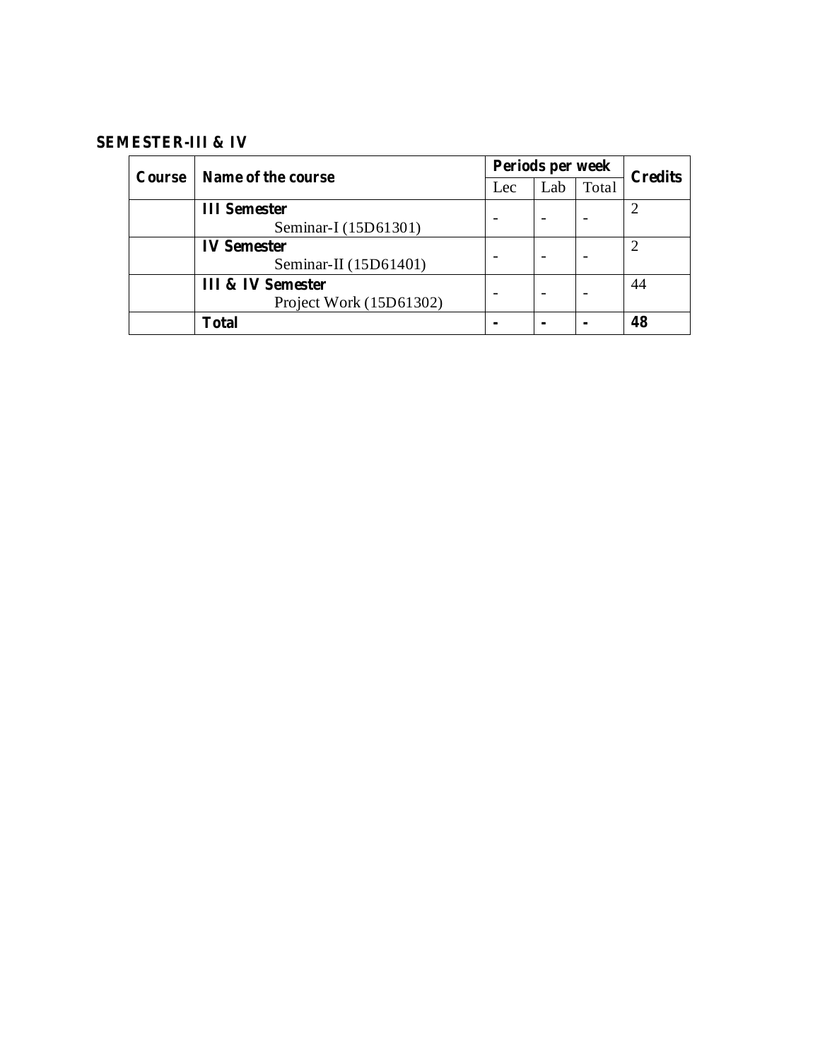**SEMESTER-III & IV**

| Course | Name of the course | Periods per week | | | Credits |
|---|---|---|---|---|---|
| | | Lec | Lab | Total | |
| | **III Semester** Seminar-I (15D61301) | - | - | - | 2 |
| | **IV Semester** Seminar-II (15D61401) | - | - | - | 2 |
| | **III & IV Semester** Project Work (15D61302) | - | - | - | 44 |
| | **Total** | **-** | **-** | **-** | **48** |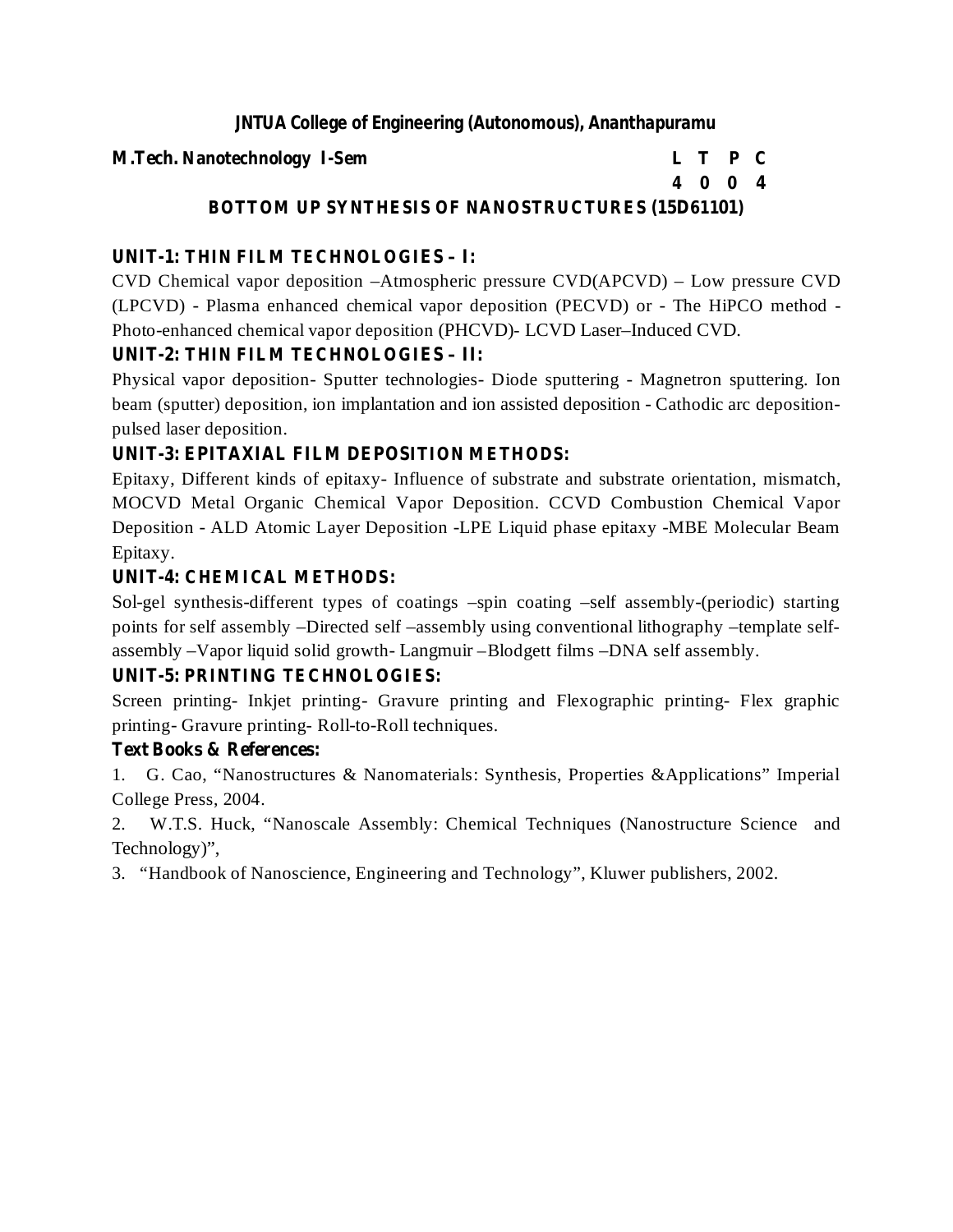**JNTUA College of Engineering (Autonomous), Ananthapuramu**

**M.Tech. Nanotechnology I-Sem**

| L | T | P | C |
|---|---|---|---|
| 4 | 0 | 0 | 4 |

## BOTTOM UP SYNTHESIS OF NANOSTRUCTURES (15D61101)

### UNIT-1: THIN FILM TECHNOLOGIES – I:

CVD Chemical vapor deposition –Atmospheric pressure CVD(APCVD) – Low pressure CVD (LPCVD) - Plasma enhanced chemical vapor deposition (PECVD) or - The HiPCO method - Photo-enhanced chemical vapor deposition (PHCVD)- LCVD Laser–Induced CVD.

### UNIT-2: THIN FILM TECHNOLOGIES – II:

Physical vapor deposition- Sputter technologies- Diode sputtering - Magnetron sputtering. Ion beam (sputter) deposition, ion implantation and ion assisted deposition - Cathodic arc deposition- pulsed laser deposition.

### UNIT-3: EPITAXIAL FILM DEPOSITION METHODS:

Epitaxy, Different kinds of epitaxy- Influence of substrate and substrate orientation, mismatch, MOCVD Metal Organic Chemical Vapor Deposition. CCVD Combustion Chemical Vapor Deposition - ALD Atomic Layer Deposition -LPE Liquid phase epitaxy -MBE Molecular Beam Epitaxy.

### UNIT-4: CHEMICAL METHODS:

Sol-gel synthesis-different types of coatings –spin coating –self assembly-(periodic) starting points for self assembly –Directed self –assembly using conventional lithography –template self-assembly –Vapor liquid solid growth- Langmuir –Blodgett films –DNA self assembly.

### UNIT-5: PRINTING TECHNOLOGIES:

Screen printing- Inkjet printing- Gravure printing and Flexographic printing- Flex graphic printing- Gravure printing- Roll-to-Roll techniques.

### Text Books & References:

1. G. Cao, "Nanostructures & Nanomaterials: Synthesis, Properties &Applications" Imperial College Press, 2004.
2. W.T.S. Huck, "Nanoscale Assembly: Chemical Techniques (Nanostructure Science and Technology)",
3. "Handbook of Nanoscience, Engineering and Technology", Kluwer publishers, 2002.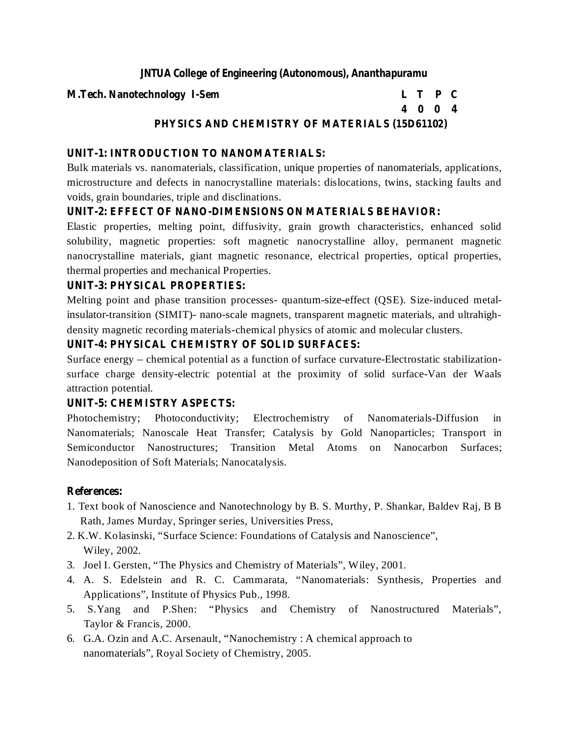**JNTUA College of Engineering (Autonomous), Ananthapuramu**

**M.Tech. Nanotechnology I-Sem**

| L | T | P | C |
|---|---|---|---|
| 4 | 0 | 0 | 4 |

## PHYSICS AND CHEMISTRY OF MATERIALS (15D61102)

### UNIT-1: INTRODUCTION TO NANOMATERIALS:

Bulk materials vs. nanomaterials, classification, unique properties of nanomaterials, applications, microstructure and defects in nanocrystalline materials: dislocations, twins, stacking faults and voids, grain boundaries, triple and disclinations.

### UNIT-2: EFFECT OF NANO-DIMENSIONS ON MATERIALS BEHAVIOR:

Elastic properties, melting point, diffusivity, grain growth characteristics, enhanced solid solubility, magnetic properties: soft magnetic nanocrystalline alloy, permanent magnetic nanocrystalline materials, giant magnetic resonance, electrical properties, optical properties, thermal properties and mechanical Properties.

### UNIT-3: PHYSICAL PROPERTIES:

Melting point and phase transition processes- quantum-size-effect (QSE). Size-induced metal-insulator-transition (SIMIT)- nano-scale magnets, transparent magnetic materials, and ultrahigh-density magnetic recording materials-chemical physics of atomic and molecular clusters.

### UNIT-4: PHYSICAL CHEMISTRY OF SOLID SURFACES:

Surface energy – chemical potential as a function of surface curvature-Electrostatic stabilization-surface charge density-electric potential at the proximity of solid surface-Van der Waals attraction potential.

### UNIT-5: CHEMISTRY ASPECTS:

Photochemistry; Photoconductivity; Electrochemistry of Nanomaterials-Diffusion in Nanomaterials; Nanoscale Heat Transfer; Catalysis by Gold Nanoparticles; Transport in Semiconductor Nanostructures; Transition Metal Atoms on Nanocarbon Surfaces; Nanodeposition of Soft Materials; Nanocatalysis.

**References:**

1. Text book of Nanoscience and Nanotechnology by B. S. Murthy, P. Shankar, Baldev Raj, B B Rath, James Murday, Springer series, Universities Press,
2. K.W. Kolasinski, "Surface Science: Foundations of Catalysis and Nanoscience", Wiley, 2002.
3. Joel I. Gersten, "The Physics and Chemistry of Materials", Wiley, 2001.
4. A. S. Edelstein and R. C. Cammarata, "Nanomaterials: Synthesis, Properties and Applications", Institute of Physics Pub., 1998.
5. S.Yang and P.Shen: "Physics and Chemistry of Nanostructured Materials", Taylor & Francis, 2000.
6. G.A. Ozin and A.C. Arsenault, "Nanochemistry : A chemical approach to nanomaterials", Royal Society of Chemistry, 2005.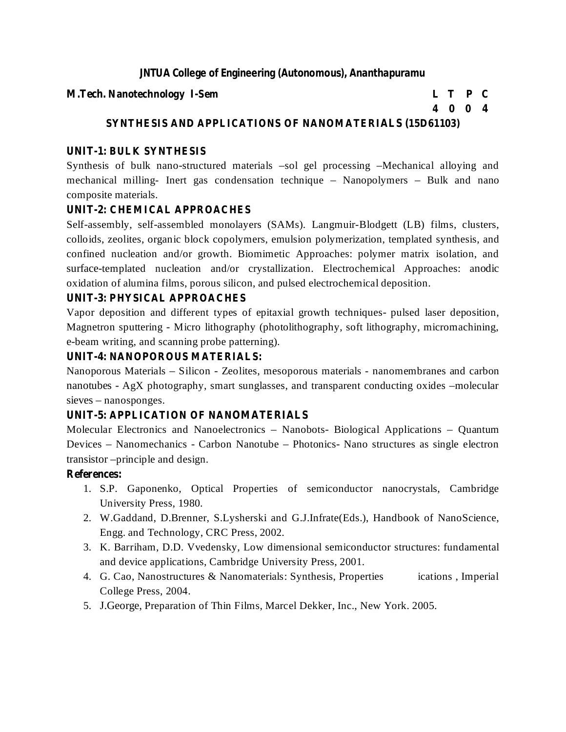**JNTUA College of Engineering (Autonomous), Ananthapuramu**

**M.Tech. Nanotechnology I-Sem**

| L | T | P | C |
|---|---|---|---|
| 4 | 0 | 0 | 4 |

## SYNTHESIS AND APPLICATIONS OF NANOMATERIALS (15D61103)

### UNIT-1: BULK SYNTHESIS

Synthesis of bulk nano-structured materials –sol gel processing –Mechanical alloying and mechanical milling- Inert gas condensation technique – Nanopolymers – Bulk and nano composite materials.

### UNIT-2: CHEMICAL APPROACHES

Self-assembly, self-assembled monolayers (SAMs). Langmuir-Blodgett (LB) films, clusters, colloids, zeolites, organic block copolymers, emulsion polymerization, templated synthesis, and confined nucleation and/or growth. Biomimetic Approaches: polymer matrix isolation, and surface-templated nucleation and/or crystallization. Electrochemical Approaches: anodic oxidation of alumina films, porous silicon, and pulsed electrochemical deposition.

### UNIT-3: PHYSICAL APPROACHES

Vapor deposition and different types of epitaxial growth techniques- pulsed laser deposition, Magnetron sputtering - Micro lithography (photolithography, soft lithography, micromachining, e-beam writing, and scanning probe patterning).

### UNIT-4: NANOPOROUS MATERIALS:

Nanoporous Materials – Silicon - Zeolites, mesoporous materials - nanomembranes and carbon nanotubes - AgX photography, smart sunglasses, and transparent conducting oxides –molecular sieves – nanosponges.

### UNIT-5: APPLICATION OF NANOMATERIALS

Molecular Electronics and Nanoelectronics – Nanobots- Biological Applications – Quantum Devices – Nanomechanics - Carbon Nanotube – Photonics- Nano structures as single electron transistor –principle and design.

**References:**

1. S.P. Gaponenko, Optical Properties of semiconductor nanocrystals, Cambridge University Press, 1980.
2. W.Gaddand, D.Brenner, S.Lysherski and G.J.Infrate(Eds.), Handbook of NanoScience, Engg. and Technology, CRC Press, 2002.
3. K. Barriham, D.D. Vvedensky, Low dimensional semiconductor structures: fundamental and device applications, Cambridge University Press, 2001.
4. G. Cao, Nanostructures & Nanomaterials: Synthesis, Properties ications , Imperial College Press, 2004.
5. J.George, Preparation of Thin Films, Marcel Dekker, Inc., New York. 2005.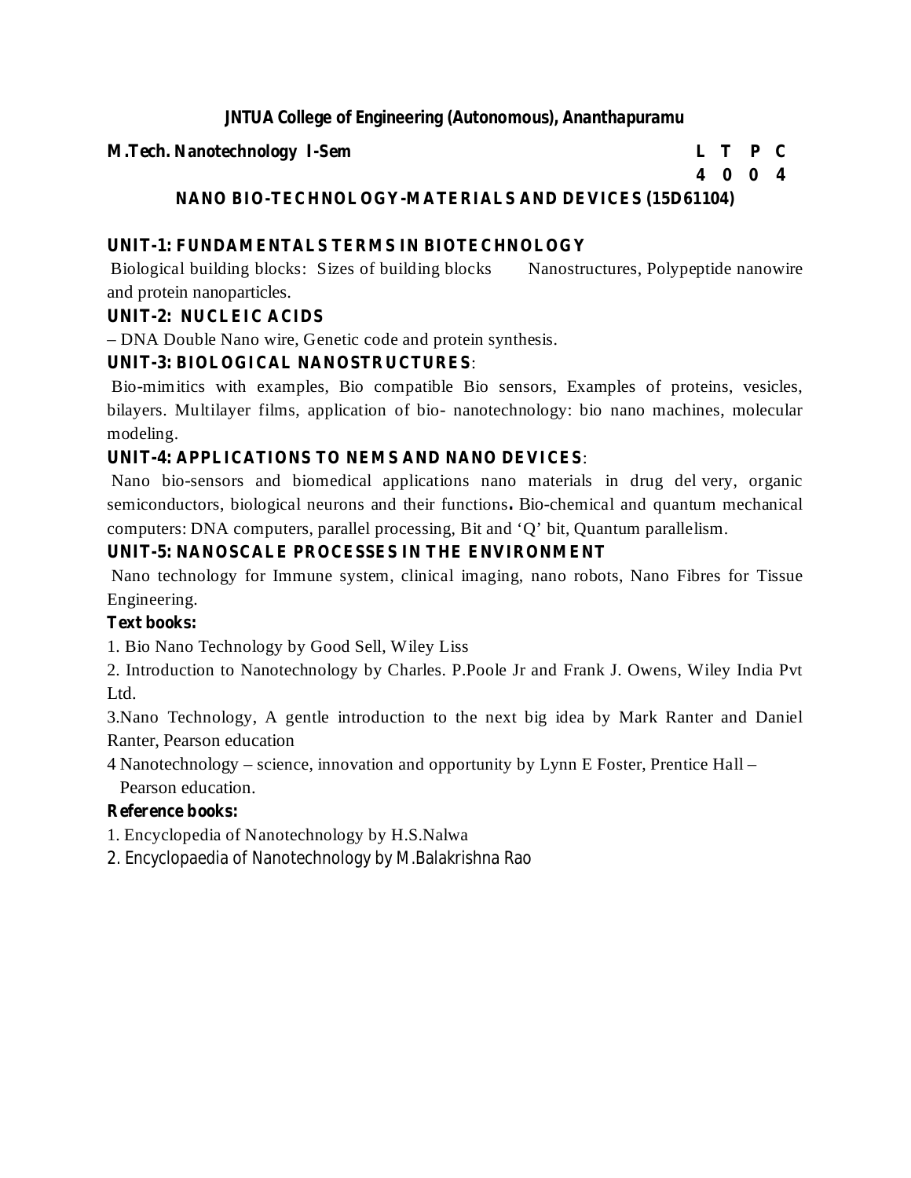**JNTUA College of Engineering (Autonomous), Ananthapuramu**

**M.Tech. Nanotechnology I-Sem**

| L | T | P | C |
|---|---|---|---|
| 4 | 0 | 0 | 4 |

## NANO BIO-TECHNOLOGY-MATERIALS AND DEVICES (15D61104)

### UNIT-1: FUNDAMENTALS TERMS IN BIOTECHNOLOGY

Biological building blocks: Sizes of building blocks Nanostructures, Polypeptide nanowire and protein nanoparticles.

### UNIT-2: NUCLEIC ACIDS

– DNA Double Nano wire, Genetic code and protein synthesis.

### UNIT-3: BIOLOGICAL NANOSTRUCTURES:

Bio-mimitics with examples, Bio compatible Bio sensors, Examples of proteins, vesicles, bilayers. Multilayer films, application of bio- nanotechnology: bio nano machines, molecular modeling.

### UNIT-4: APPLICATIONS TO NEMS AND NANO DEVICES:

Nano bio-sensors and biomedical applications nano materials in drug del very, organic semiconductors, biological neurons and their functions**.** Bio-chemical and quantum mechanical computers: DNA computers, parallel processing, Bit and 'Q' bit, Quantum parallelism.

### UNIT-5: NANOSCALE PROCESSES IN THE ENVIRONMENT

Nano technology for Immune system, clinical imaging, nano robots, Nano Fibres for Tissue Engineering.

**Text books:**

1. Bio Nano Technology by Good Sell, Wiley Liss
2. Introduction to Nanotechnology by Charles. P.Poole Jr and Frank J. Owens, Wiley India Pvt Ltd.
3. Nano Technology, A gentle introduction to the next big idea by Mark Ranter and Daniel Ranter, Pearson education
4. Nanotechnology – science, innovation and opportunity by Lynn E Foster, Prentice Hall – Pearson education.

**Reference books:**

1. Encyclopedia of Nanotechnology by H.S.Nalwa
2. Encyclopaedia of Nanotechnology by M.Balakrishna Rao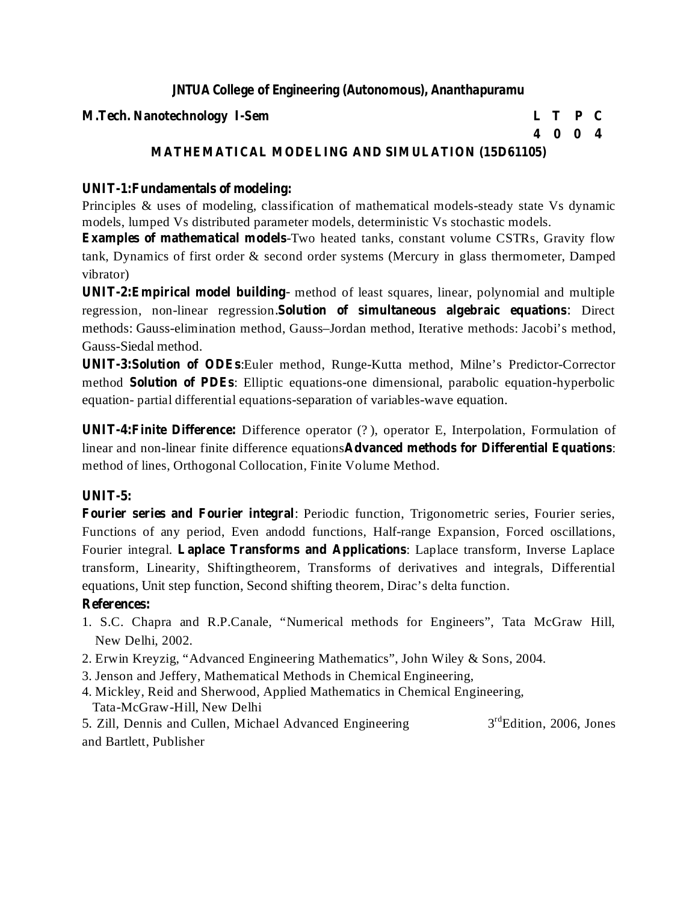**JNTUA College of Engineering (Autonomous), Ananthapuramu**

**M.Tech. Nanotechnology I-Sem**

| L | T | P | C |
|---|---|---|---|
| 4 | 0 | 0 | 4 |

## MATHEMATICAL MODELING AND SIMULATION (15D61105)

**UNIT-1:Fundamentals of modeling:**
Principles & uses of modeling, classification of mathematical models-steady state Vs dynamic models, lumped Vs distributed parameter models, deterministic Vs stochastic models.
**Examples of mathematical models**-Two heated tanks, constant volume CSTRs, Gravity flow tank, Dynamics of first order & second order systems (Mercury in glass thermometer, Damped vibrator)

**UNIT-2:Empirical model building**- method of least squares, linear, polynomial and multiple regression, non-linear regression.**Solution of simultaneous algebraic equations**: Direct methods: Gauss-elimination method, Gauss–Jordan method, Iterative methods: Jacobi's method, Gauss-Siedal method.

**UNIT-3:Solution of ODEs**:Euler method, Runge-Kutta method, Milne's Predictor-Corrector method **Solution of PDEs**: Elliptic equations-one dimensional, parabolic equation-hyperbolic equation- partial differential equations-separation of variables-wave equation.

**UNIT-4:Finite Difference:** Difference operator (?), operator E, Interpolation, Formulation of linear and non-linear finite difference equations**Advanced methods for Differential Equations**: method of lines, Orthogonal Collocation, Finite Volume Method.

**UNIT-5:**
**Fourier series and Fourier integral**: Periodic function, Trigonometric series, Fourier series, Functions of any period, Even andodd functions, Half-range Expansion, Forced oscillations, Fourier integral. **Laplace Transforms and Applications**: Laplace transform, Inverse Laplace transform, Linearity, Shiftingtheorem, Transforms of derivatives and integrals, Differential equations, Unit step function, Second shifting theorem, Dirac's delta function.

**References:**

1. S.C. Chapra and R.P.Canale, "Numerical methods for Engineers", Tata McGraw Hill, New Delhi, 2002.
2. Erwin Kreyzig, "Advanced Engineering Mathematics", John Wiley & Sons, 2004.
3. Jenson and Jeffery, Mathematical Methods in Chemical Engineering,
4. Mickley, Reid and Sherwood, Applied Mathematics in Chemical Engineering, Tata-McGraw-Hill, New Delhi
5. Zill, Dennis and Cullen, Michael Advanced Engineering 3rd Edition, 2006, Jones and Bartlett, Publisher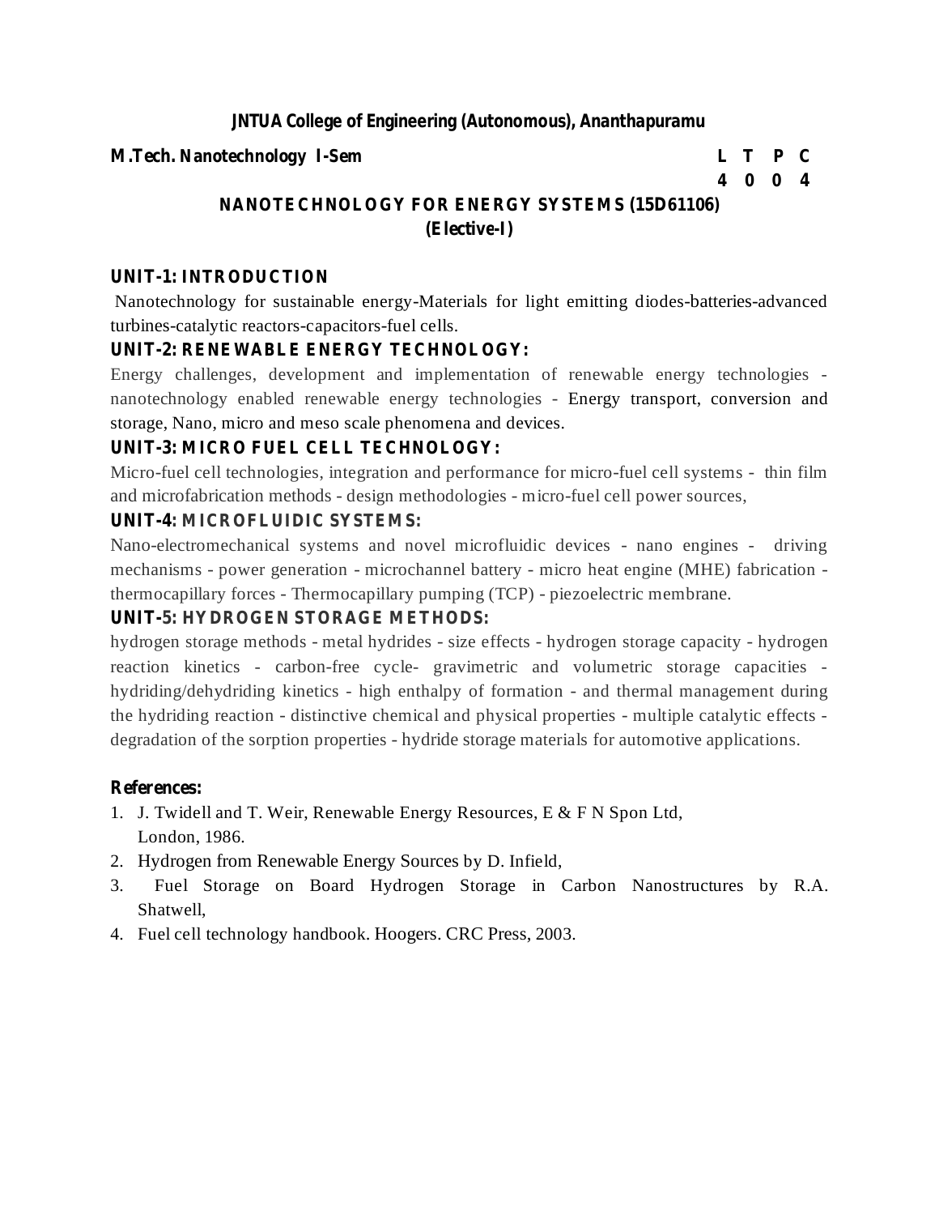**JNTUA College of Engineering (Autonomous), Ananthapuramu**

**M.Tech. Nanotechnology I-Sem**

| L | T | P | C |
|---|---|---|---|
| 4 | 0 | 0 | 4 |

## NANOTECHNOLOGY FOR ENERGY SYSTEMS (15D61106)
### (Elective-I)

**UNIT-1: INTRODUCTION**

Nanotechnology for sustainable energy-Materials for light emitting diodes-batteries-advanced turbines-catalytic reactors-capacitors-fuel cells.

**UNIT-2: RENEWABLE ENERGY TECHNOLOGY:**

Energy challenges, development and implementation of renewable energy technologies - nanotechnology enabled renewable energy technologies - Energy transport, conversion and storage, Nano, micro and meso scale phenomena and devices.

**UNIT-3: MICRO FUEL CELL TECHNOLOGY:**

Micro-fuel cell technologies, integration and performance for micro-fuel cell systems - thin film and microfabrication methods - design methodologies - micro-fuel cell power sources,

**UNIT-4: MICROFLUIDIC SYSTEMS:**

Nano-electromechanical systems and novel microfluidic devices - nano engines - driving mechanisms - power generation - microchannel battery - micro heat engine (MHE) fabrication - thermocapillary forces - Thermocapillary pumping (TCP) - piezoelectric membrane.

**UNIT-5: HYDROGEN STORAGE METHODS:**

hydrogen storage methods - metal hydrides - size effects - hydrogen storage capacity - hydrogen reaction kinetics - carbon-free cycle- gravimetric and volumetric storage capacities - hydriding/dehydriding kinetics - high enthalpy of formation - and thermal management during the hydriding reaction - distinctive chemical and physical properties - multiple catalytic effects - degradation of the sorption properties - hydride storage materials for automotive applications.

**References:**

1. J. Twidell and T. Weir, Renewable Energy Resources, E & F N Spon Ltd, London, 1986.
2. Hydrogen from Renewable Energy Sources by D. Infield,
3. Fuel Storage on Board Hydrogen Storage in Carbon Nanostructures by R.A. Shatwell,
4. Fuel cell technology handbook. Hoogers. CRC Press, 2003.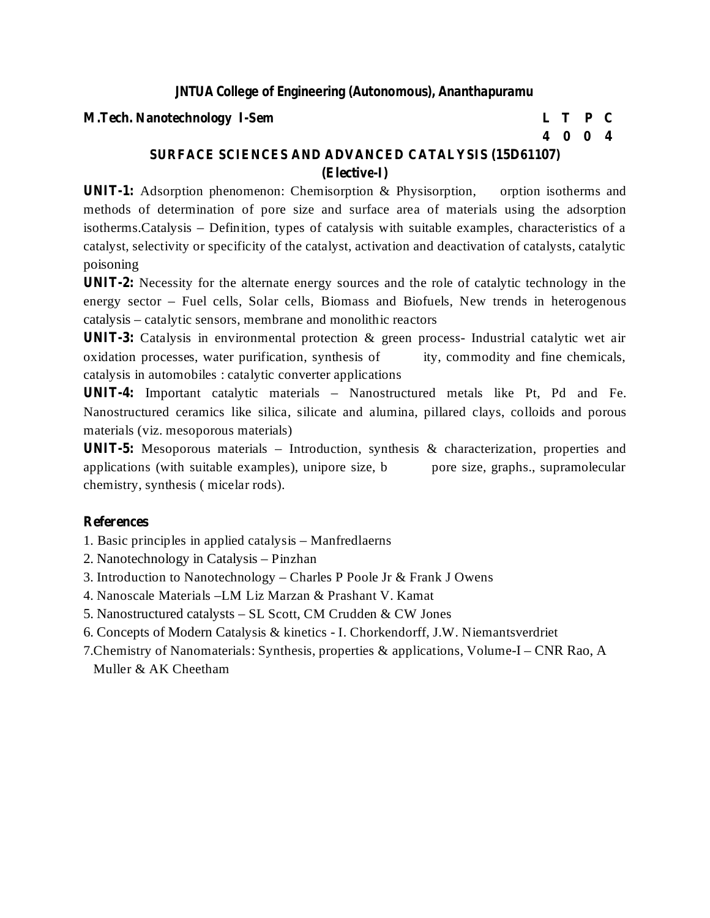**JNTUA College of Engineering (Autonomous), Ananthapuramu**

**M.Tech. Nanotechnology I-Sem**

| L | T | P | C |
|---|---|---|---|
| 4 | 0 | 0 | 4 |

## SURFACE SCIENCES AND ADVANCED CATALYSIS (15D61107)
### (Elective-I)

**UNIT-1:** Adsorption phenomenon: Chemisorption & Physisorption, orption isotherms and methods of determination of pore size and surface area of materials using the adsorption isotherms.Catalysis – Definition, types of catalysis with suitable examples, characteristics of a catalyst, selectivity or specificity of the catalyst, activation and deactivation of catalysts, catalytic poisoning

**UNIT-2:** Necessity for the alternate energy sources and the role of catalytic technology in the energy sector – Fuel cells, Solar cells, Biomass and Biofuels, New trends in heterogenous catalysis – catalytic sensors, membrane and monolithic reactors

**UNIT-3:** Catalysis in environmental protection & green process- Industrial catalytic wet air oxidation processes, water purification, synthesis of ity, commodity and fine chemicals, catalysis in automobiles : catalytic converter applications

**UNIT-4:** Important catalytic materials – Nanostructured metals like Pt, Pd and Fe. Nanostructured ceramics like silica, silicate and alumina, pillared clays, colloids and porous materials (viz. mesoporous materials)

**UNIT-5:** Mesoporous materials – Introduction, synthesis & characterization, properties and applications (with suitable examples), unipore size, b pore size, graphs., supramolecular chemistry, synthesis ( micelar rods).

**References**

1. Basic principles in applied catalysis – Manfredlaerns
2. Nanotechnology in Catalysis – Pinzhan
3. Introduction to Nanotechnology – Charles P Poole Jr & Frank J Owens
4. Nanoscale Materials –LM Liz Marzan & Prashant V. Kamat
5. Nanostructured catalysts – SL Scott, CM Crudden & CW Jones
6. Concepts of Modern Catalysis & kinetics - I. Chorkendorff, J.W. Niemantsverdriet
7. Chemistry of Nanomaterials: Synthesis, properties & applications, Volume-I – CNR Rao, A Muller & AK Cheetham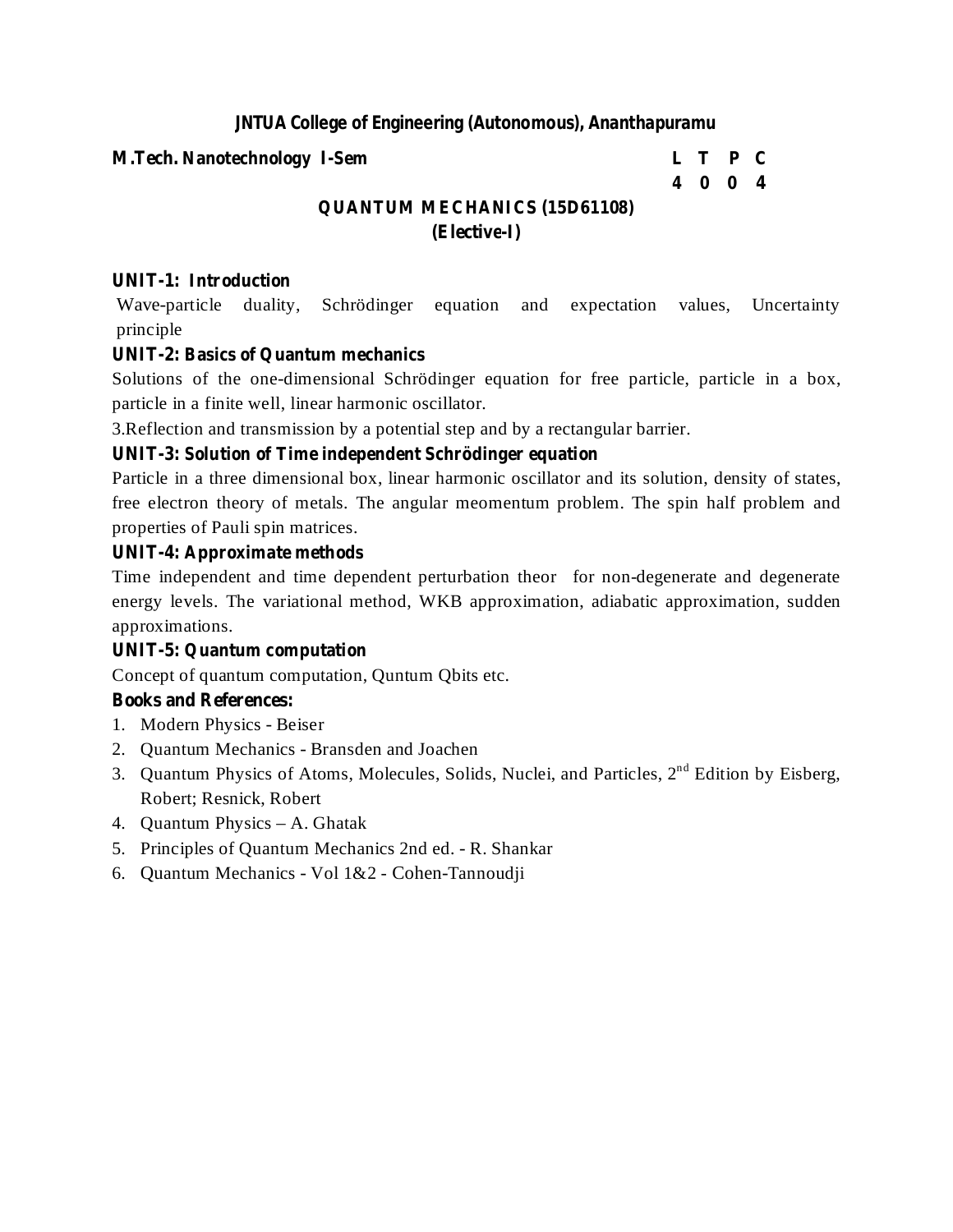**JNTUA College of Engineering (Autonomous), Ananthapuramu**

**M.Tech. Nanotechnology I-Sem**

| L | T | P | C |
|---|---|---|---|
| 4 | 0 | 0 | 4 |

## QUANTUM MECHANICS (15D61108)
### (Elective-I)

**UNIT-1: Introduction**

Wave-particle duality, Schrödinger equation and expectation values, Uncertainty principle

**UNIT-2: Basics of Quantum mechanics**

Solutions of the one-dimensional Schrödinger equation for free particle, particle in a box, particle in a finite well, linear harmonic oscillator.

3.Reflection and transmission by a potential step and by a rectangular barrier.

**UNIT-3: Solution of Time independent Schrödinger equation**

Particle in a three dimensional box, linear harmonic oscillator and its solution, density of states, free electron theory of metals. The angular meomentum problem. The spin half problem and properties of Pauli spin matrices.

**UNIT-4: Approximate methods**

Time independent and time dependent perturbation theor for non-degenerate and degenerate energy levels. The variational method, WKB approximation, adiabatic approximation, sudden approximations.

**UNIT-5: Quantum computation**

Concept of quantum computation, Quntum Qbits etc.

**Books and References:**

1. Modern Physics - Beiser
2. Quantum Mechanics - Bransden and Joachen
3. Quantum Physics of Atoms, Molecules, Solids, Nuclei, and Particles, 2nd Edition by Eisberg, Robert; Resnick, Robert
4. Quantum Physics – A. Ghatak
5. Principles of Quantum Mechanics 2nd ed. - R. Shankar
6. Quantum Mechanics - Vol 1&2 - Cohen-Tannoudji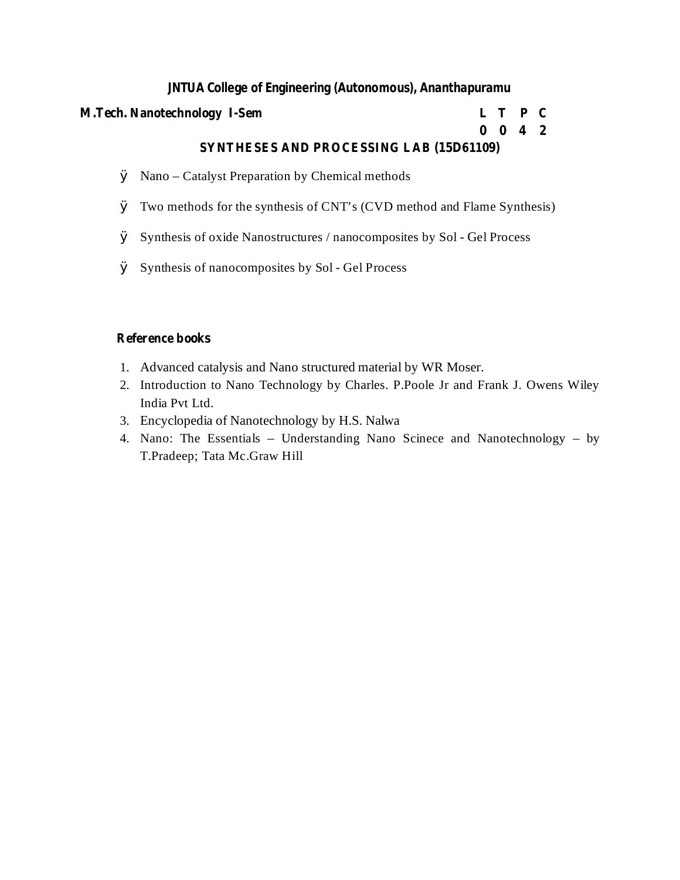**JNTUA College of Engineering (Autonomous), Ananthapuramu**

**M.Tech. Nanotechnology I-Sem**

| L | T | P | C |
|---|---|---|---|
| 0 | 0 | 4 | 2 |

## SYNTHESES AND PROCESSING LAB (15D61109)

- Nano – Catalyst Preparation by Chemical methods
- Two methods for the synthesis of CNT's (CVD method and Flame Synthesis)
- Synthesis of oxide Nanostructures / nanocomposites by Sol - Gel Process
- Synthesis of nanocomposites by Sol - Gel Process

**Reference books**

1. Advanced catalysis and Nano structured material by WR Moser.
2. Introduction to Nano Technology by Charles. P.Poole Jr and Frank J. Owens Wiley India Pvt Ltd.
3. Encyclopedia of Nanotechnology by H.S. Nalwa
4. Nano: The Essentials – Understanding Nano Scinece and Nanotechnology – by T.Pradeep; Tata Mc.Graw Hill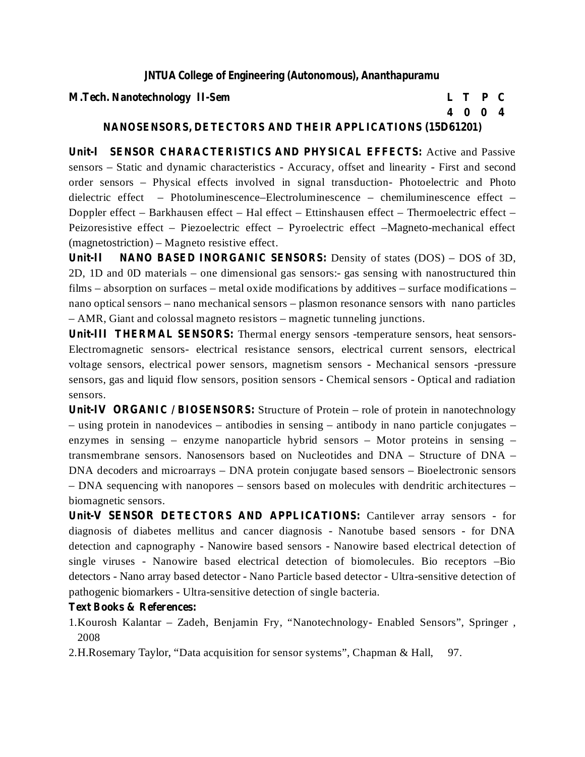**JNTUA College of Engineering (Autonomous), Ananthapuramu**

**M.Tech. Nanotechnology II-Sem**

| L | T | P | C |
|---|---|---|---|
| 4 | 0 | 0 | 4 |

## NANOSENSORS, DETECTORS AND THEIR APPLICATIONS (15D61201)

**Unit-I SENSOR CHARACTERISTICS AND PHYSICAL EFFECTS:** Active and Passive sensors – Static and dynamic characteristics - Accuracy, offset and linearity - First and second order sensors – Physical effects involved in signal transduction- Photoelectric and Photo dielectric effect – Photoluminescence–Electroluminescence – chemiluminescence effect – Doppler effect – Barkhausen effect – Hal effect – Ettinshausen effect – Thermoelectric effect – Peizoresistive effect – Piezoelectric effect – Pyroelectric effect –Magneto-mechanical effect (magnetostriction) – Magneto resistive effect.

**Unit-II NANO BASED INORGANIC SENSORS:** Density of states (DOS) – DOS of 3D, 2D, 1D and 0D materials – one dimensional gas sensors:- gas sensing with nanostructured thin films – absorption on surfaces – metal oxide modifications by additives – surface modifications – nano optical sensors – nano mechanical sensors – plasmon resonance sensors with nano particles – AMR, Giant and colossal magneto resistors – magnetic tunneling junctions.

**Unit-III THERMAL SENSORS:** Thermal energy sensors -temperature sensors, heat sensors- Electromagnetic sensors- electrical resistance sensors, electrical current sensors, electrical voltage sensors, electrical power sensors, magnetism sensors - Mechanical sensors -pressure sensors, gas and liquid flow sensors, position sensors - Chemical sensors - Optical and radiation sensors.

**Unit-IV ORGANIC / BIOSENSORS:** Structure of Protein – role of protein in nanotechnology – using protein in nanodevices – antibodies in sensing – antibody in nano particle conjugates – enzymes in sensing – enzyme nanoparticle hybrid sensors – Motor proteins in sensing – transmembrane sensors. Nanosensors based on Nucleotides and DNA – Structure of DNA – DNA decoders and microarrays – DNA protein conjugate based sensors – Bioelectronic sensors – DNA sequencing with nanopores – sensors based on molecules with dendritic architectures – biomagnetic sensors.

**Unit-V SENSOR DETECTORS AND APPLICATIONS:** Cantilever array sensors - for diagnosis of diabetes mellitus and cancer diagnosis - Nanotube based sensors - for DNA detection and capnography - Nanowire based sensors - Nanowire based electrical detection of single viruses - Nanowire based electrical detection of biomolecules. Bio receptors –Bio detectors - Nano array based detector - Nano Particle based detector - Ultra-sensitive detection of pathogenic biomarkers - Ultra-sensitive detection of single bacteria.

**Text Books & References:**

1. Kourosh Kalantar – Zadeh, Benjamin Fry, "Nanotechnology- Enabled Sensors", Springer , 2008
2. H.Rosemary Taylor, "Data acquisition for sensor systems", Chapman & Hall, 97.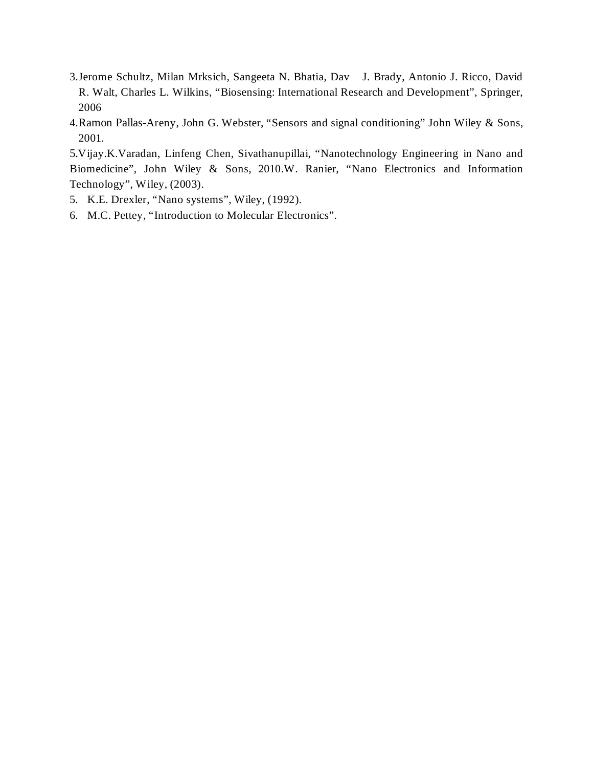3.Jerome Schultz, Milan Mrksich, Sangeeta N. Bhatia, Dav J. Brady, Antonio J. Ricco, David R. Walt, Charles L. Wilkins, “Biosensing: International Research and Development”, Springer, 2006

4.Ramon Pallas-Areny, John G. Webster, “Sensors and signal conditioning” John Wiley & Sons, 2001.

5.Vijay.K.Varadan, Linfeng Chen, Sivathanupillai, “Nanotechnology Engineering in Nano and Biomedicine”, John Wiley & Sons, 2010.W. Ranier, “Nano Electronics and Information Technology”, Wiley, (2003).

5. K.E. Drexler, “Nano systems”, Wiley, (1992).
6. M.C. Pettey, “Introduction to Molecular Electronics”.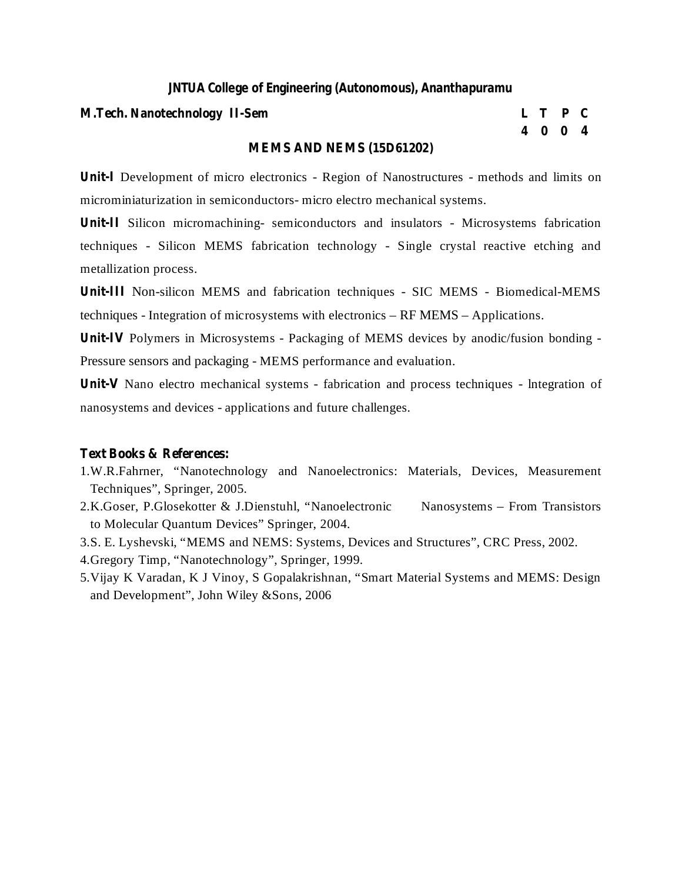**JNTUA College of Engineering (Autonomous), Ananthapuramu**

**M.Tech. Nanotechnology II-Sem**

| L | T | P | C |
|---|---|---|---|
| 4 | 0 | 0 | 4 |

**MEMS AND NEMS (15D61202)**

**Unit-I** Development of micro electronics - Region of Nanostructures - methods and limits on microminiaturization in semiconductors- micro electro mechanical systems.

**Unit-II** Silicon micromachining- semiconductors and insulators - Microsystems fabrication techniques - Silicon MEMS fabrication technology - Single crystal reactive etching and metallization process.

**Unit-III** Non-silicon MEMS and fabrication techniques - SIC MEMS - Biomedical-MEMS techniques - Integration of microsystems with electronics – RF MEMS – Applications.

**Unit-IV** Polymers in Microsystems - Packaging of MEMS devices by anodic/fusion bonding - Pressure sensors and packaging - MEMS performance and evaluation.

**Unit-V** Nano electro mechanical systems - fabrication and process techniques - lntegration of nanosystems and devices - applications and future challenges.

**Text Books & References:**

1. W.R.Fahrner, "Nanotechnology and Nanoelectronics: Materials, Devices, Measurement Techniques", Springer, 2005.
2. K.Goser, P.Glosekotter & J.Dienstuhl, "Nanoelectronic Nanosystems – From Transistors to Molecular Quantum Devices" Springer, 2004.
3. S. E. Lyshevski, "MEMS and NEMS: Systems, Devices and Structures", CRC Press, 2002.
4. Gregory Timp, "Nanotechnology", Springer, 1999.
5. Vijay K Varadan, K J Vinoy, S Gopalakrishnan, "Smart Material Systems and MEMS: Design and Development", John Wiley &Sons, 2006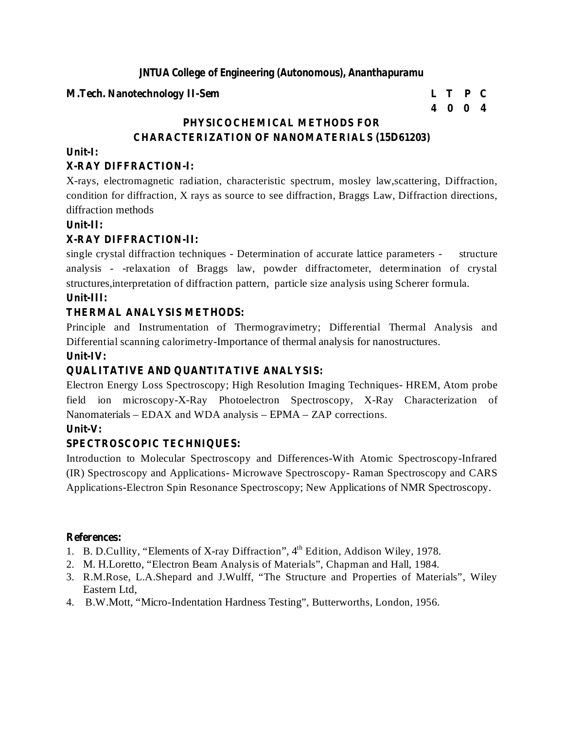**JNTUA College of Engineering (Autonomous), Ananthapuramu**

**M.Tech. Nanotechnology II-Sem**

| L | T | P | C |
|---|---|---|---|
| 4 | 0 | 0 | 4 |

## PHYSICOCHEMICAL METHODS FOR CHARACTERIZATION OF NANOMATERIALS (15D61203)

**Unit-I:**

**X-RAY DIFFRACTION-I:**

X-rays, electromagnetic radiation, characteristic spectrum, mosley law,scattering, Diffraction, condition for diffraction, X rays as source to see diffraction, Braggs Law, Diffraction directions, diffraction methods

**Unit-II:**

**X-RAY DIFFRACTION-II:**

single crystal diffraction techniques - Determination of accurate lattice parameters - structure analysis - -relaxation of Braggs law, powder diffractometer, determination of crystal structures,interpretation of diffraction pattern, particle size analysis using Scherer formula.

**Unit-III:**

**THERMAL ANALYSIS METHODS:**

Principle and Instrumentation of Thermogravimetry; Differential Thermal Analysis and Differential scanning calorimetry-Importance of thermal analysis for nanostructures.

**Unit-IV:**

**QUALITATIVE AND QUANTITATIVE ANALYSIS:**

Electron Energy Loss Spectroscopy; High Resolution Imaging Techniques- HREM, Atom probe field ion microscopy-X-Ray Photoelectron Spectroscopy, X-Ray Characterization of Nanomaterials – EDAX and WDA analysis – EPMA – ZAP corrections.

**Unit-V:**

**SPECTROSCOPIC TECHNIQUES:**

Introduction to Molecular Spectroscopy and Differences-With Atomic Spectroscopy-Infrared (IR) Spectroscopy and Applications- Microwave Spectroscopy- Raman Spectroscopy and CARS Applications-Electron Spin Resonance Spectroscopy; New Applications of NMR Spectroscopy.

**References:**

1. B. D.Cullity, "Elements of X-ray Diffraction", 4th Edition, Addison Wiley, 1978.
2. M. H.Loretto, "Electron Beam Analysis of Materials", Chapman and Hall, 1984.
3. R.M.Rose, L.A.Shepard and J.Wulff, "The Structure and Properties of Materials", Wiley Eastern Ltd,
4. B.W.Mott, "Micro-Indentation Hardness Testing", Butterworths, London, 1956.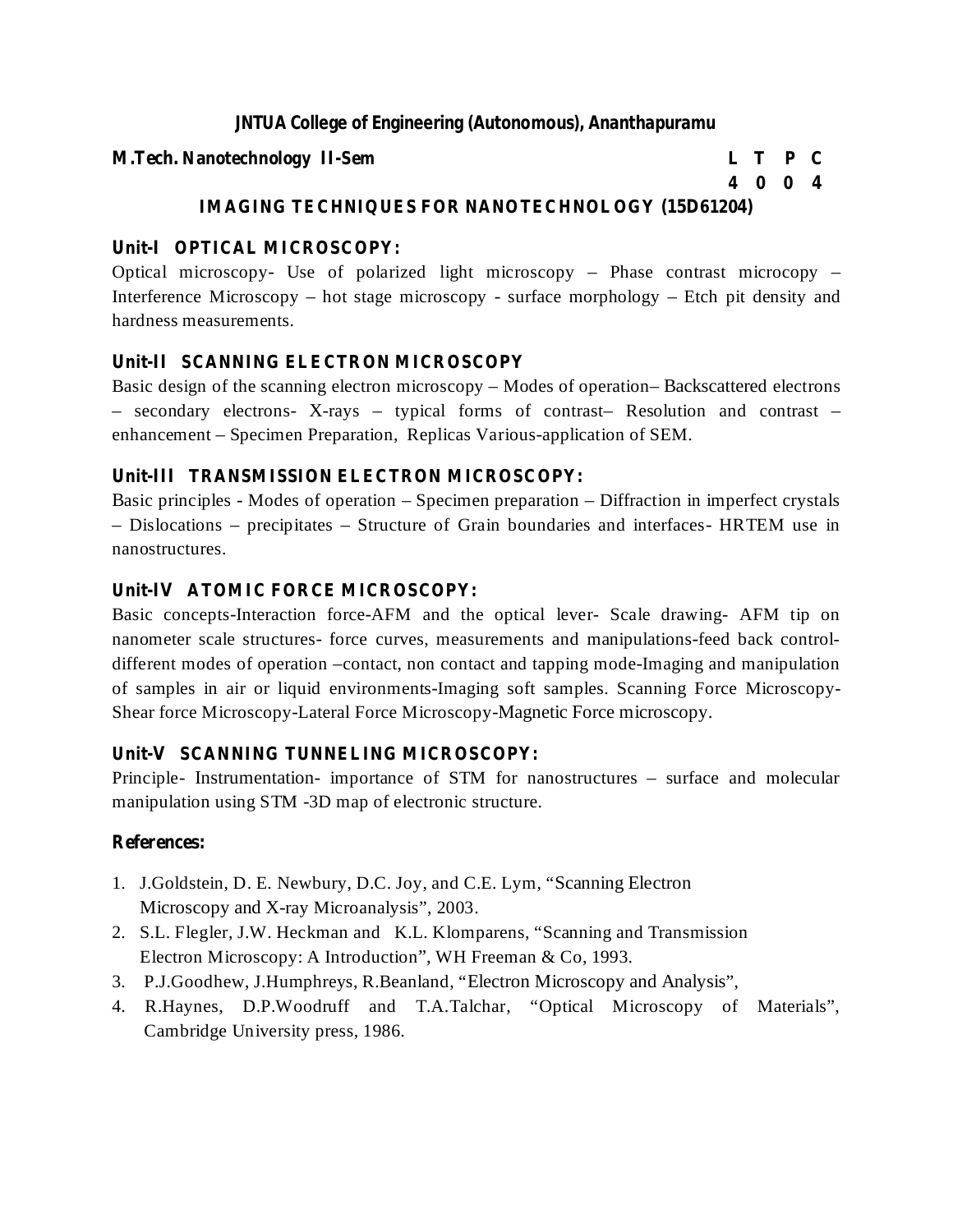**JNTUA College of Engineering (Autonomous), Ananthapuramu**

**M.Tech. Nanotechnology II-Sem**

| L | T | P | C |
|---|---|---|---|
| 4 | 0 | 0 | 4 |

## IMAGING TECHNIQUES FOR NANOTECHNOLOGY (15D61204)

### Unit-I OPTICAL MICROSCOPY:

Optical microscopy- Use of polarized light microscopy – Phase contrast microcopy – Interference Microscopy – hot stage microscopy - surface morphology – Etch pit density and hardness measurements.

### Unit-II SCANNING ELECTRON MICROSCOPY

Basic design of the scanning electron microscopy – Modes of operation– Backscattered electrons – secondary electrons- X-rays – typical forms of contrast– Resolution and contrast – enhancement – Specimen Preparation, Replicas Various-application of SEM.

### Unit-III TRANSMISSION ELECTRON MICROSCOPY:

Basic principles - Modes of operation – Specimen preparation – Diffraction in imperfect crystals – Dislocations – precipitates – Structure of Grain boundaries and interfaces- HRTEM use in nanostructures.

### Unit-IV ATOMIC FORCE MICROSCOPY:

Basic concepts-Interaction force-AFM and the optical lever- Scale drawing- AFM tip on nanometer scale structures- force curves, measurements and manipulations-feed back control-different modes of operation –contact, non contact and tapping mode-Imaging and manipulation of samples in air or liquid environments-Imaging soft samples. Scanning Force Microscopy-Shear force Microscopy-Lateral Force Microscopy-Magnetic Force microscopy.

### Unit-V SCANNING TUNNELING MICROSCOPY:

Principle- Instrumentation- importance of STM for nanostructures – surface and molecular manipulation using STM -3D map of electronic structure.

**References:**

1. J.Goldstein, D. E. Newbury, D.C. Joy, and C.E. Lym, "Scanning Electron Microscopy and X-ray Microanalysis", 2003.
2. S.L. Flegler, J.W. Heckman and K.L. Klomparens, "Scanning and Transmission Electron Microscopy: A Introduction", WH Freeman & Co, 1993.
3. P.J.Goodhew, J.Humphreys, R.Beanland, "Electron Microscopy and Analysis",
4. R.Haynes, D.P.Woodruff and T.A.Talchar, "Optical Microscopy of Materials", Cambridge University press, 1986.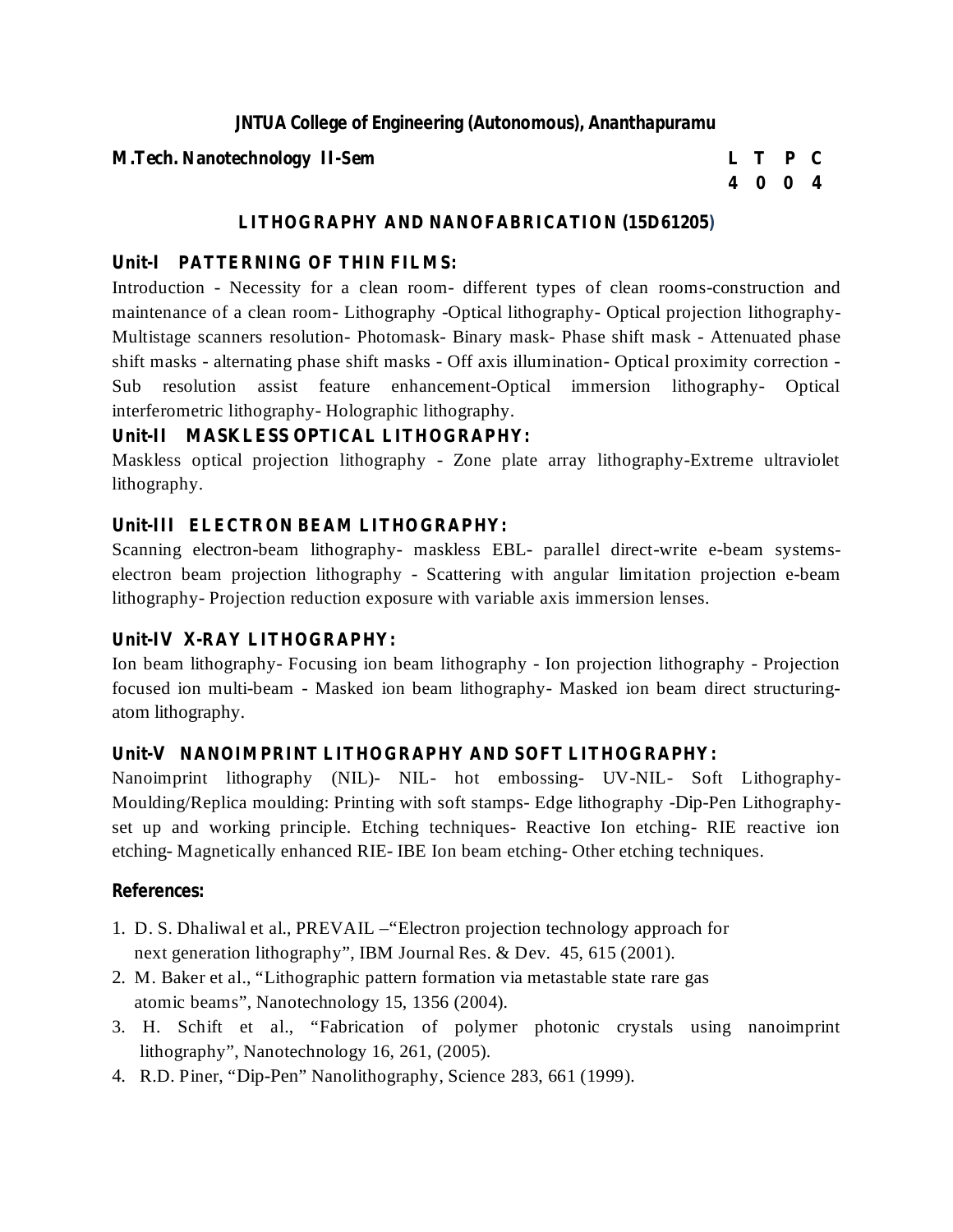**JNTUA College of Engineering (Autonomous), Ananthapuramu**

**M.Tech. Nanotechnology II-Sem**

| L | T | P | C |
|---|---|---|---|
| 4 | 0 | 0 | 4 |

## LITHOGRAPHY AND NANOFABRICATION (15D61205)

### Unit-I PATTERNING OF THIN FILMS:

Introduction - Necessity for a clean room- different types of clean rooms-construction and maintenance of a clean room- Lithography -Optical lithography- Optical projection lithography-Multistage scanners resolution- Photomask- Binary mask- Phase shift mask - Attenuated phase shift masks - alternating phase shift masks - Off axis illumination- Optical proximity correction - Sub resolution assist feature enhancement-Optical immersion lithography- Optical interferometric lithography- Holographic lithography.

### Unit-II MASKLESS OPTICAL LITHOGRAPHY:

Maskless optical projection lithography - Zone plate array lithography-Extreme ultraviolet lithography.

### Unit-III ELECTRON BEAM LITHOGRAPHY:

Scanning electron-beam lithography- maskless EBL- parallel direct-write e-beam systems-electron beam projection lithography - Scattering with angular limitation projection e-beam lithography- Projection reduction exposure with variable axis immersion lenses.

### Unit-IV X-RAY LITHOGRAPHY:

Ion beam lithography- Focusing ion beam lithography - Ion projection lithography - Projection focused ion multi-beam - Masked ion beam lithography- Masked ion beam direct structuring-atom lithography.

### Unit-V NANOIMPRINT LITHOGRAPHY AND SOFT LITHOGRAPHY:

Nanoimprint lithography (NIL)- NIL- hot embossing- UV-NIL- Soft Lithography-Moulding/Replica moulding: Printing with soft stamps- Edge lithography -Dip-Pen Lithography-set up and working principle. Etching techniques- Reactive Ion etching- RIE reactive ion etching- Magnetically enhanced RIE- IBE Ion beam etching- Other etching techniques.

### References:

1. D. S. Dhaliwal et al., PREVAIL –"Electron projection technology approach for next generation lithography", IBM Journal Res. & Dev. 45, 615 (2001).
2. M. Baker et al., "Lithographic pattern formation via metastable state rare gas atomic beams", Nanotechnology 15, 1356 (2004).
3. H. Schift et al., "Fabrication of polymer photonic crystals using nanoimprint lithography", Nanotechnology 16, 261, (2005).
4. R.D. Piner, "Dip-Pen" Nanolithography, Science 283, 661 (1999).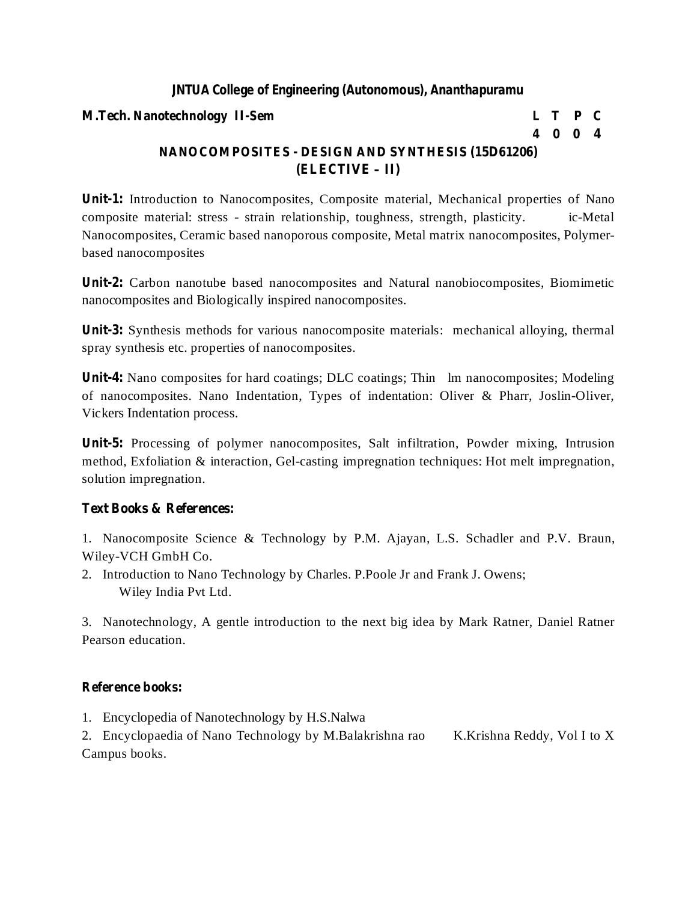**JNTUA College of Engineering (Autonomous), Ananthapuramu**

**M.Tech. Nanotechnology II-Sem**

| L | T | P | C |
|---|---|---|---|
| 4 | 0 | 0 | 4 |

## NANOCOMPOSITES - DESIGN AND SYNTHESIS (15D61206)
## (ELECTIVE – II)

**Unit-1:** Introduction to Nanocomposites, Composite material, Mechanical properties of Nano composite material: stress - strain relationship, toughness, strength, plasticity. ic-Metal Nanocomposites, Ceramic based nanoporous composite, Metal matrix nanocomposites, Polymer-based nanocomposites

**Unit-2:** Carbon nanotube based nanocomposites and Natural nanobiocomposites, Biomimetic nanocomposites and Biologically inspired nanocomposites.

**Unit-3:** Synthesis methods for various nanocomposite materials: mechanical alloying, thermal spray synthesis etc. properties of nanocomposites.

**Unit-4:** Nano composites for hard coatings; DLC coatings; Thin lm nanocomposites; Modeling of nanocomposites. Nano Indentation, Types of indentation: Oliver & Pharr, Joslin-Oliver, Vickers Indentation process.

**Unit-5:** Processing of polymer nanocomposites, Salt infiltration, Powder mixing, Intrusion method, Exfoliation & interaction, Gel-casting impregnation techniques: Hot melt impregnation, solution impregnation.

**Text Books & References:**

1. Nanocomposite Science & Technology by P.M. Ajayan, L.S. Schadler and P.V. Braun, Wiley-VCH GmbH Co.
2. Introduction to Nano Technology by Charles. P.Poole Jr and Frank J. Owens; Wiley India Pvt Ltd.
3. Nanotechnology, A gentle introduction to the next big idea by Mark Ratner, Daniel Ratner Pearson education.

**Reference books:**

1. Encyclopedia of Nanotechnology by H.S.Nalwa
2. Encyclopaedia of Nano Technology by M.Balakrishna rao K.Krishna Reddy, Vol I to X Campus books.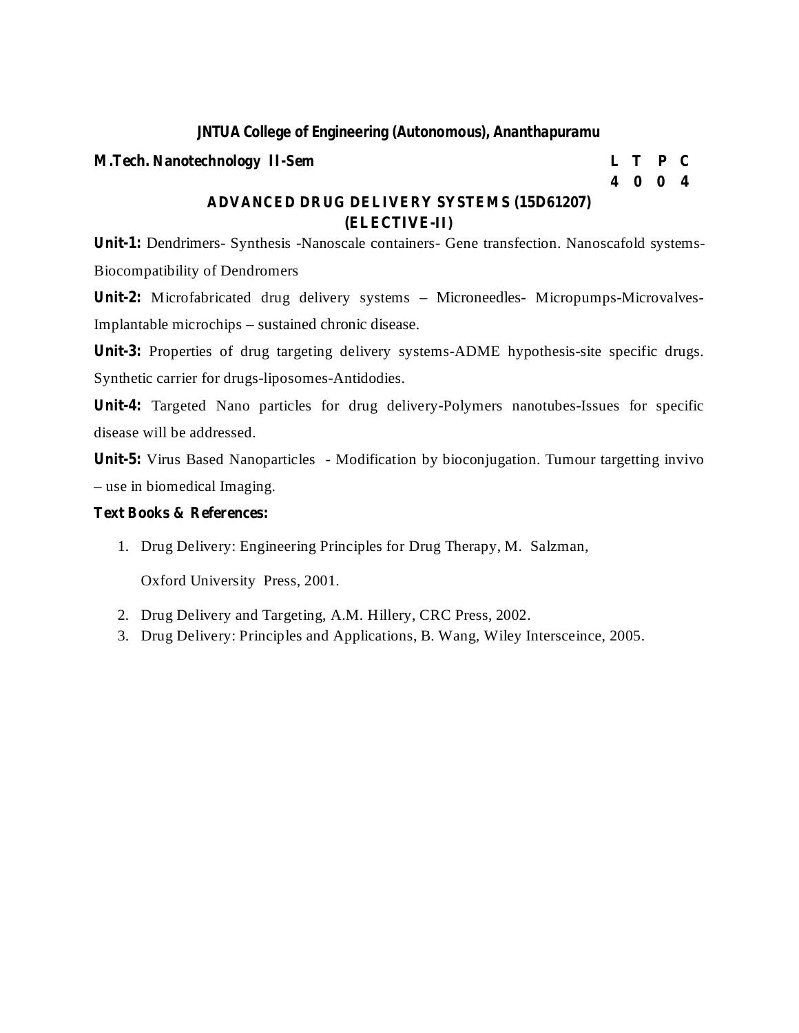**JNTUA College of Engineering (Autonomous), Ananthapuramu**

**M.Tech. Nanotechnology II-Sem**

| L | T | P | C |
|---|---|---|---|
| 4 | 0 | 0 | 4 |

## ADVANCED DRUG DELIVERY SYSTEMS (15D61207)
## (ELECTIVE-II)

**Unit-1:** Dendrimers- Synthesis -Nanoscale containers- Gene transfection. Nanoscafold systems- Biocompatibility of Dendromers

**Unit-2:** Microfabricated drug delivery systems – Microneedles- Micropumps-Microvalves- Implantable microchips – sustained chronic disease.

**Unit-3:** Properties of drug targeting delivery systems-ADME hypothesis-site specific drugs. Synthetic carrier for drugs-liposomes-Antidodies.

**Unit-4:** Targeted Nano particles for drug delivery-Polymers nanotubes-Issues for specific disease will be addressed.

**Unit-5:** Virus Based Nanoparticles - Modification by bioconjugation. Tumour targetting invivo – use in biomedical Imaging.

**Text Books & References:**

1. Drug Delivery: Engineering Principles for Drug Therapy, M. Salzman,

   Oxford University Press, 2001.

2. Drug Delivery and Targeting, A.M. Hillery, CRC Press, 2002.
3. Drug Delivery: Principles and Applications, B. Wang, Wiley Intersceince, 2005.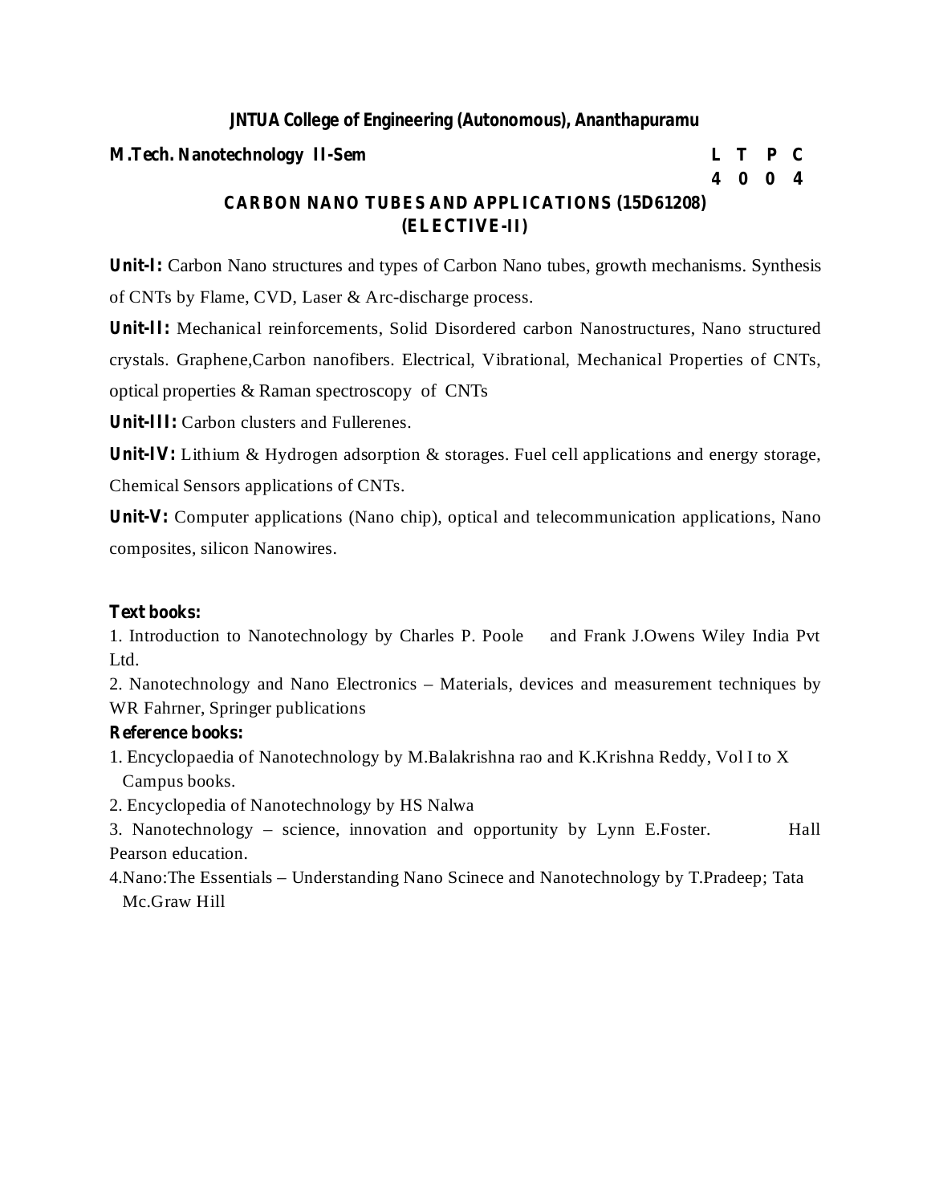**JNTUA College of Engineering (Autonomous), Ananthapuramu**

**M.Tech. Nanotechnology II-Sem**

| L | T | P | C |
|---|---|---|---|
| 4 | 0 | 0 | 4 |

## CARBON NANO TUBES AND APPLICATIONS (15D61208)
## (ELECTIVE-II)

**Unit-I:** Carbon Nano structures and types of Carbon Nano tubes, growth mechanisms. Synthesis of CNTs by Flame, CVD, Laser & Arc-discharge process.

**Unit-II:** Mechanical reinforcements, Solid Disordered carbon Nanostructures, Nano structured crystals. Graphene,Carbon nanofibers. Electrical, Vibrational, Mechanical Properties of CNTs, optical properties & Raman spectroscopy of CNTs

**Unit-III:** Carbon clusters and Fullerenes.

**Unit-IV:** Lithium & Hydrogen adsorption & storages. Fuel cell applications and energy storage, Chemical Sensors applications of CNTs.

**Unit-V:** Computer applications (Nano chip), optical and telecommunication applications, Nano composites, silicon Nanowires.

**Text books:**

1. Introduction to Nanotechnology by Charles P. Poole and Frank J.Owens Wiley India Pvt Ltd.
2. Nanotechnology and Nano Electronics – Materials, devices and measurement techniques by WR Fahrner, Springer publications

**Reference books:**

1. Encyclopaedia of Nanotechnology by M.Balakrishna rao and K.Krishna Reddy, Vol I to X Campus books.
2. Encyclopedia of Nanotechnology by HS Nalwa
3. Nanotechnology – science, innovation and opportunity by Lynn E.Foster. Hall Pearson education.
4. Nano:The Essentials – Understanding Nano Scinece and Nanotechnology by T.Pradeep; Tata Mc.Graw Hill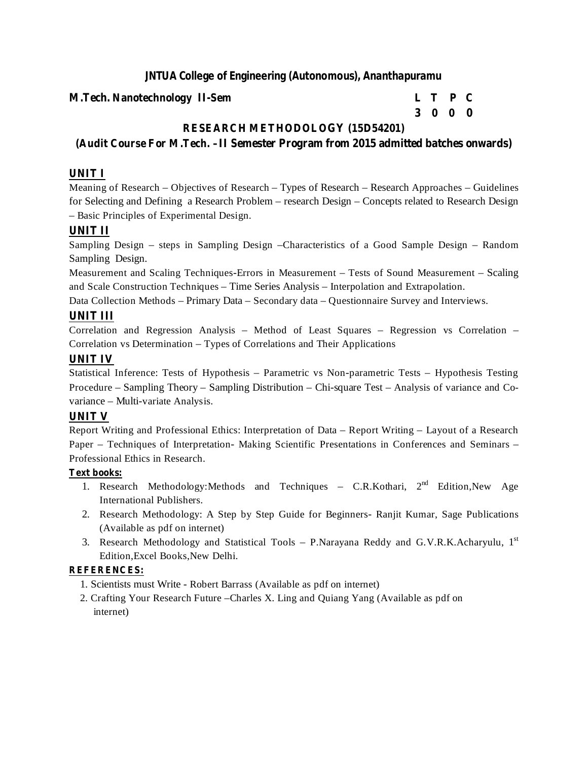**JNTUA College of Engineering (Autonomous), Ananthapuramu**

**M.Tech. Nanotechnology II-Sem**

| L | T | P | C |
|---|---|---|---|
| 3 | 0 | 0 | 0 |

## RESEARCH METHODOLOGY (15D54201)

**(Audit Course For M.Tech. – II Semester Program from 2015 admitted batches onwards)**

### UNIT I

Meaning of Research – Objectives of Research – Types of Research – Research Approaches – Guidelines for Selecting and Defining a Research Problem – research Design – Concepts related to Research Design – Basic Principles of Experimental Design.

### UNIT II

Sampling Design – steps in Sampling Design –Characteristics of a Good Sample Design – Random Sampling Design.

Measurement and Scaling Techniques-Errors in Measurement – Tests of Sound Measurement – Scaling and Scale Construction Techniques – Time Series Analysis – Interpolation and Extrapolation.

Data Collection Methods – Primary Data – Secondary data – Questionnaire Survey and Interviews.

### UNIT III

Correlation and Regression Analysis – Method of Least Squares – Regression vs Correlation – Correlation vs Determination – Types of Correlations and Their Applications

### UNIT IV

Statistical Inference: Tests of Hypothesis – Parametric vs Non-parametric Tests – Hypothesis Testing Procedure – Sampling Theory – Sampling Distribution – Chi-square Test – Analysis of variance and Co-variance – Multi-variate Analysis.

### UNIT V

Report Writing and Professional Ethics: Interpretation of Data – Report Writing – Layout of a Research Paper – Techniques of Interpretation- Making Scientific Presentations in Conferences and Seminars – Professional Ethics in Research.

**Text books:**

1. Research Methodology:Methods and Techniques – C.R.Kothari, 2nd Edition,New Age International Publishers.
2. Research Methodology: A Step by Step Guide for Beginners- Ranjit Kumar, Sage Publications (Available as pdf on internet)
3. Research Methodology and Statistical Tools – P.Narayana Reddy and G.V.R.K.Acharyulu, 1st Edition,Excel Books,New Delhi.

**REFERENCES:**

1. Scientists must Write - Robert Barrass (Available as pdf on internet)
2. Crafting Your Research Future –Charles X. Ling and Quiang Yang (Available as pdf on internet)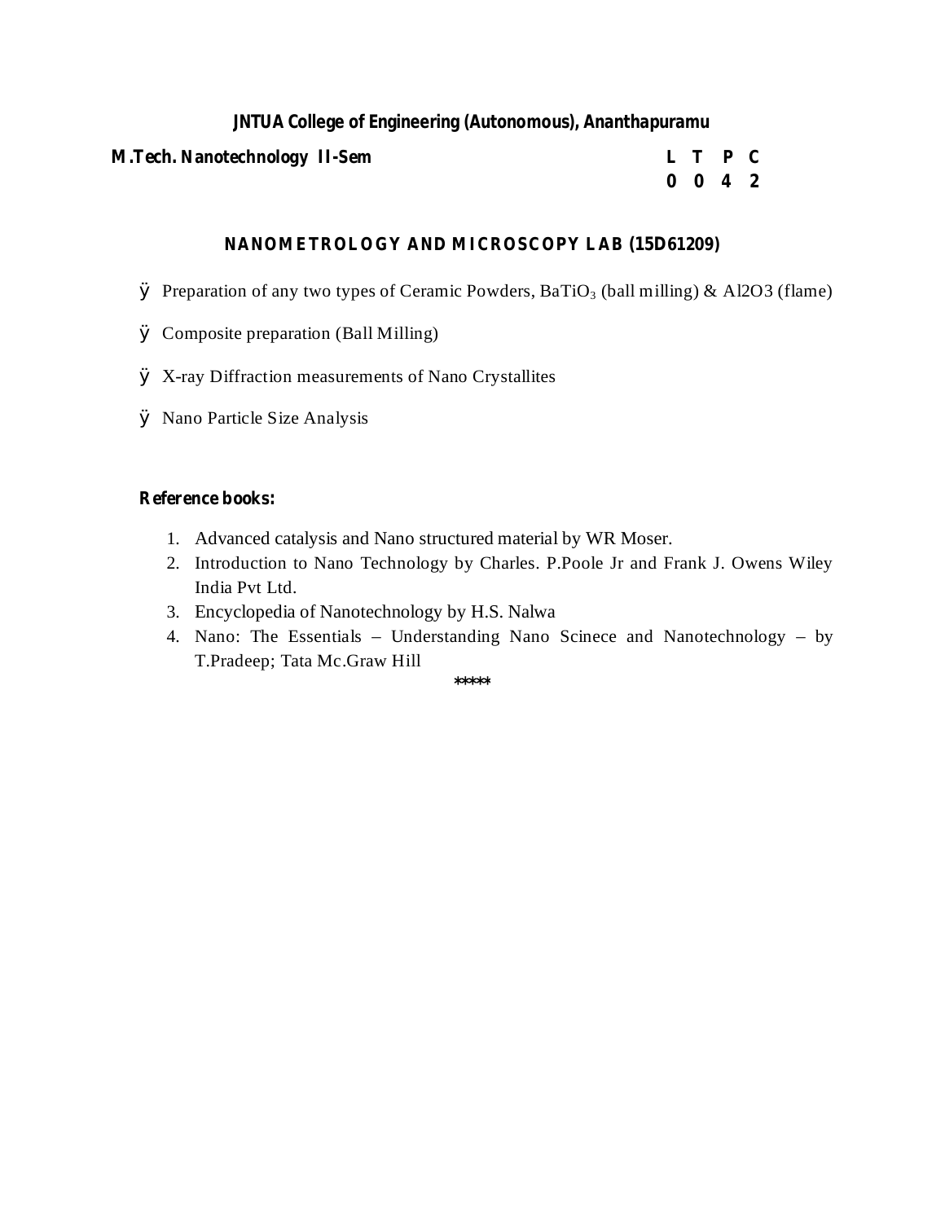**JNTUA College of Engineering (Autonomous), Ananthapuramu**

**M.Tech. Nanotechnology II-Sem**

| L | T | P | C |
|---|---|---|---|
| 0 | 0 | 4 | 2 |

## NANOMETROLOGY AND MICROSCOPY LAB (15D61209)

- Preparation of any two types of Ceramic Powders, $BaTiO_3$ (ball milling) & Al2O3 (flame)
- Composite preparation (Ball Milling)
- X-ray Diffraction measurements of Nano Crystallites
- Nano Particle Size Analysis

**Reference books:**

1. Advanced catalysis and Nano structured material by WR Moser.
2. Introduction to Nano Technology by Charles. P.Poole Jr and Frank J. Owens Wiley India Pvt Ltd.
3. Encyclopedia of Nanotechnology by H.S. Nalwa
4. Nano: The Essentials – Understanding Nano Scinece and Nanotechnology – by T.Pradeep; Tata Mc.Graw Hill

*****